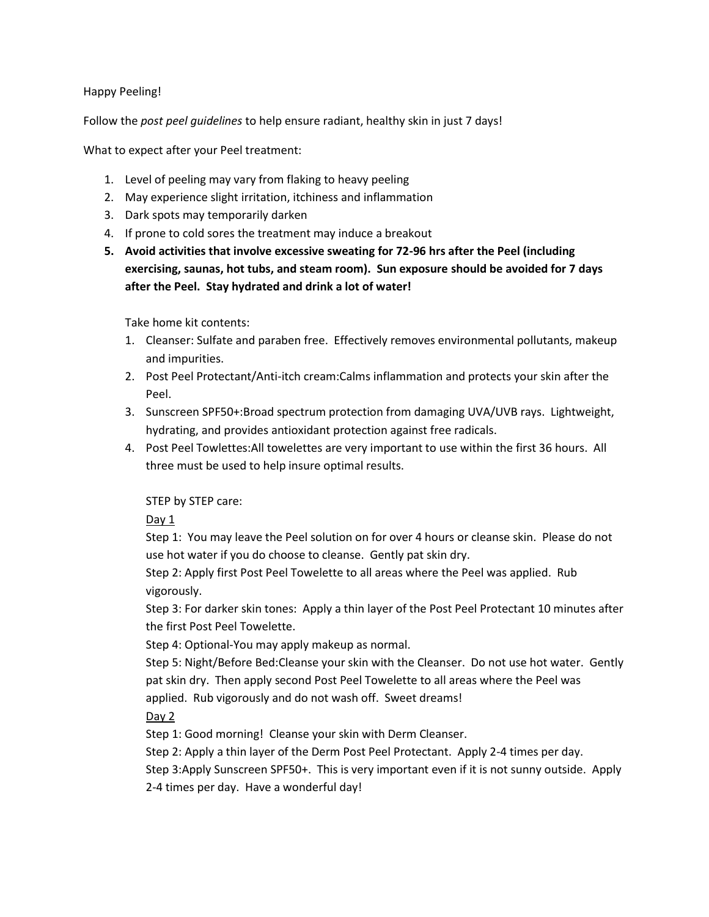Happy Peeling!

Follow the *post peel guidelines* to help ensure radiant, healthy skin in just 7 days!

What to expect after your Peel treatment:

1. Level of peeling may vary from flaking to heavy peeling
2. May experience slight irritation, itchiness and inflammation
3. Dark spots may temporarily darken
4. If prone to cold sores the treatment may induce a breakout
5. **Avoid activities that involve excessive sweating for 72-96 hrs after the Peel (including exercising, saunas, hot tubs, and steam room). Sun exposure should be avoided for 7 days after the Peel. Stay hydrated and drink a lot of water!**

Take home kit contents:

1. Cleanser: Sulfate and paraben free. Effectively removes environmental pollutants, makeup and impurities.
2. Post Peel Protectant/Anti-itch cream:Calms inflammation and protects your skin after the Peel.
3. Sunscreen SPF50+:Broad spectrum protection from damaging UVA/UVB rays. Lightweight, hydrating, and provides antioxidant protection against free radicals.
4. Post Peel Towlettes:All towelettes are very important to use within the first 36 hours. All three must be used to help insure optimal results.

STEP by STEP care:

<u>Day 1</u>

Step 1: You may leave the Peel solution on for over 4 hours or cleanse skin. Please do not use hot water if you do choose to cleanse. Gently pat skin dry.

Step 2: Apply first Post Peel Towelette to all areas where the Peel was applied. Rub vigorously.

Step 3: For darker skin tones: Apply a thin layer of the Post Peel Protectant 10 minutes after the first Post Peel Towelette.

Step 4: Optional-You may apply makeup as normal.

Step 5: Night/Before Bed:Cleanse your skin with the Cleanser. Do not use hot water. Gently pat skin dry. Then apply second Post Peel Towelette to all areas where the Peel was applied. Rub vigorously and do not wash off. Sweet dreams!

<u>Day 2</u>

Step 1: Good morning! Cleanse your skin with Derm Cleanser.

Step 2: Apply a thin layer of the Derm Post Peel Protectant. Apply 2-4 times per day.

Step 3:Apply Sunscreen SPF50+. This is very important even if it is not sunny outside. Apply 2-4 times per day. Have a wonderful day!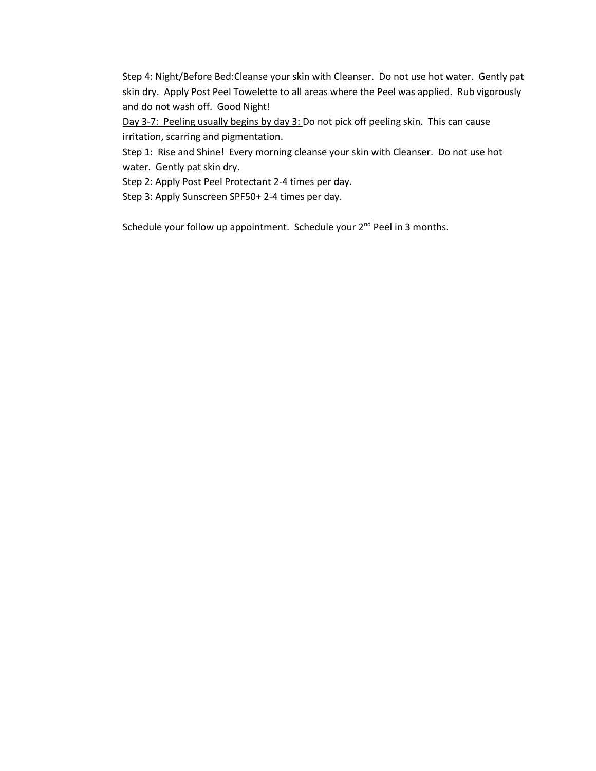Step 4: Night/Before Bed:Cleanse your skin with Cleanser.  Do not use hot water.  Gently pat skin dry.  Apply Post Peel Towelette to all areas where the Peel was applied.  Rub vigorously and do not wash off.  Good Night!

<u>Day 3-7:  Peeling usually begins by day 3: </u>Do not pick off peeling skin.  This can cause irritation, scarring and pigmentation.

Step 1:  Rise and Shine!  Every morning cleanse your skin with Cleanser.  Do not use hot water.  Gently pat skin dry.

Step 2: Apply Post Peel Protectant 2-4 times per day.

Step 3: Apply Sunscreen SPF50+ 2-4 times per day.

Schedule your follow up appointment.  Schedule your 2nd Peel in 3 months.